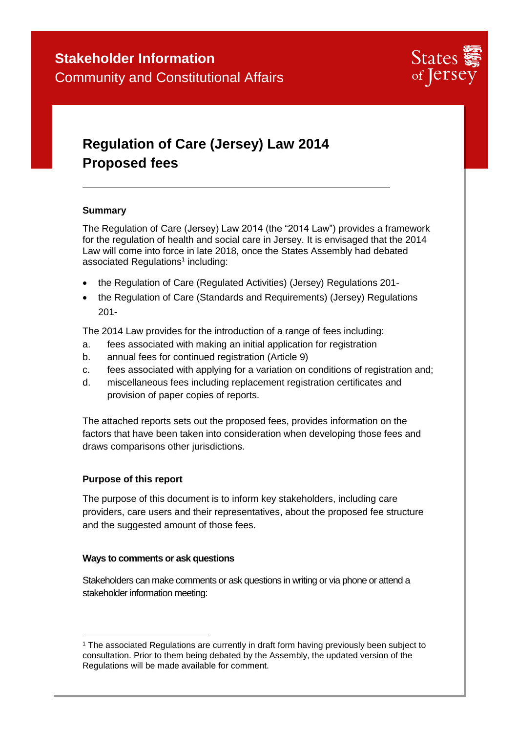**Stakeholder Information**
Community and Constitutional Affairs

States of Jersey

# Regulation of Care (Jersey) Law 2014 Proposed fees

### Summary

The Regulation of Care (Jersey) Law 2014 (the "2014 Law") provides a framework for the regulation of health and social care in Jersey. It is envisaged that the 2014 Law will come into force in late 2018, once the States Assembly had debated associated Regulations[1] including:

- the Regulation of Care (Regulated Activities) (Jersey) Regulations 201-
- the Regulation of Care (Standards and Requirements) (Jersey) Regulations 201-

The 2014 Law provides for the introduction of a range of fees including:

a. fees associated with making an initial application for registration
b. annual fees for continued registration (Article 9)
c. fees associated with applying for a variation on conditions of registration and;
d. miscellaneous fees including replacement registration certificates and provision of paper copies of reports.

The attached reports sets out the proposed fees, provides information on the factors that have been taken into consideration when developing those fees and draws comparisons other jurisdictions.

### Purpose of this report

The purpose of this document is to inform key stakeholders, including care providers, care users and their representatives, about the proposed fee structure and the suggested amount of those fees.

### Ways to comments or ask questions

Stakeholders can make comments or ask questions in writing or via phone or attend a stakeholder information meeting:

[1] The associated Regulations are currently in draft form having previously been subject to consultation. Prior to them being debated by the Assembly, the updated version of the Regulations will be made available for comment.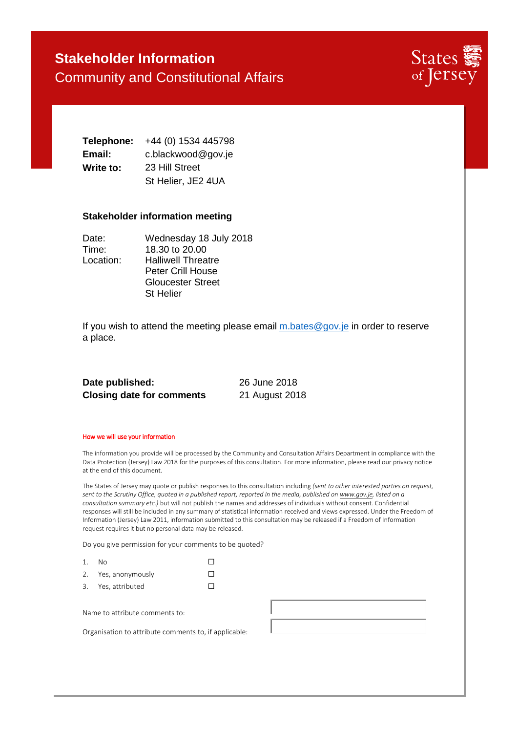# Stakeholder Information

## Community and Constitutional Affairs

States of Jersey

**Telephone:** +44 (0) 1534 445798
**Email:** c.blackwood@gov.je
**Write to:** 23 Hill Street
St Helier, JE2 4UA

### Stakeholder information meeting

Date: Wednesday 18 July 2018
Time: 18.30 to 20.00
Location: Halliwell Threatre
Peter Crill House
Gloucester Street
St Helier

If you wish to attend the meeting please email m.bates@gov.je in order to reserve a place.

**Date published:** 26 June 2018
**Closing date for comments** 21 August 2018

#### How we will use your information

The information you provide will be processed by the Community and Consultation Affairs Department in compliance with the Data Protection (Jersey) Law 2018 for the purposes of this consultation. For more information, please read our privacy notice at the end of this document.

The States of Jersey may quote or publish responses to this consultation including *(sent to other interested parties on request, sent to the Scrutiny Office, quoted in a published report, reported in the media, published on www.gov.je, listed on a consultation summary etc.)* but will not publish the names and addresses of individuals without consent. Confidential responses will still be included in any summary of statistical information received and views expressed. Under the Freedom of Information (Jersey) Law 2011, information submitted to this consultation may be released if a Freedom of Information request requires it but no personal data may be released.

Do you give permission for your comments to be quoted?

1. No ☐
2. Yes, anonymously ☐
3. Yes, attributed ☐

Name to attribute comments to:

Organisation to attribute comments to, if applicable: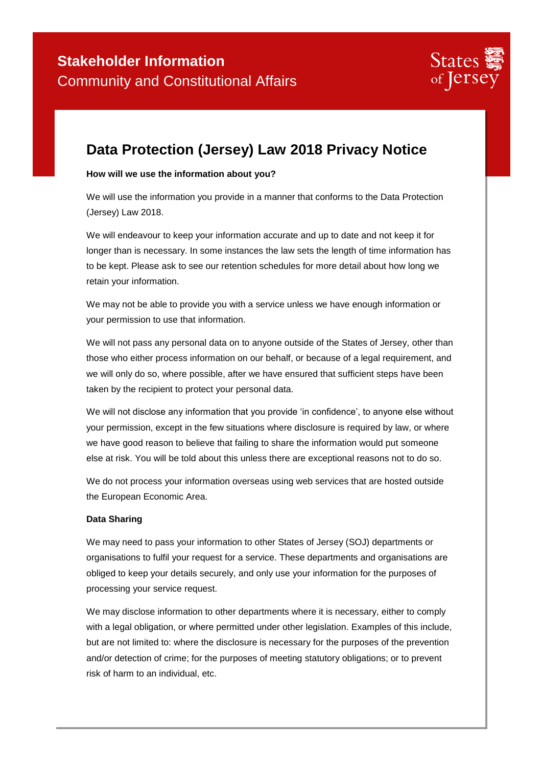# Data Protection (Jersey) Law 2018 Privacy Notice

**How will we use the information about you?**

We will use the information you provide in a manner that conforms to the Data Protection (Jersey) Law 2018.

We will endeavour to keep your information accurate and up to date and not keep it for longer than is necessary. In some instances the law sets the length of time information has to be kept. Please ask to see our retention schedules for more detail about how long we retain your information.

We may not be able to provide you with a service unless we have enough information or your permission to use that information.

We will not pass any personal data on to anyone outside of the States of Jersey, other than those who either process information on our behalf, or because of a legal requirement, and we will only do so, where possible, after we have ensured that sufficient steps have been taken by the recipient to protect your personal data.

We will not disclose any information that you provide 'in confidence', to anyone else without your permission, except in the few situations where disclosure is required by law, or where we have good reason to believe that failing to share the information would put someone else at risk. You will be told about this unless there are exceptional reasons not to do so.

We do not process your information overseas using web services that are hosted outside the European Economic Area.

**Data Sharing**

We may need to pass your information to other States of Jersey (SOJ) departments or organisations to fulfil your request for a service. These departments and organisations are obliged to keep your details securely, and only use your information for the purposes of processing your service request.

We may disclose information to other departments where it is necessary, either to comply with a legal obligation, or where permitted under other legislation. Examples of this include, but are not limited to: where the disclosure is necessary for the purposes of the prevention and/or detection of crime; for the purposes of meeting statutory obligations; or to prevent risk of harm to an individual, etc.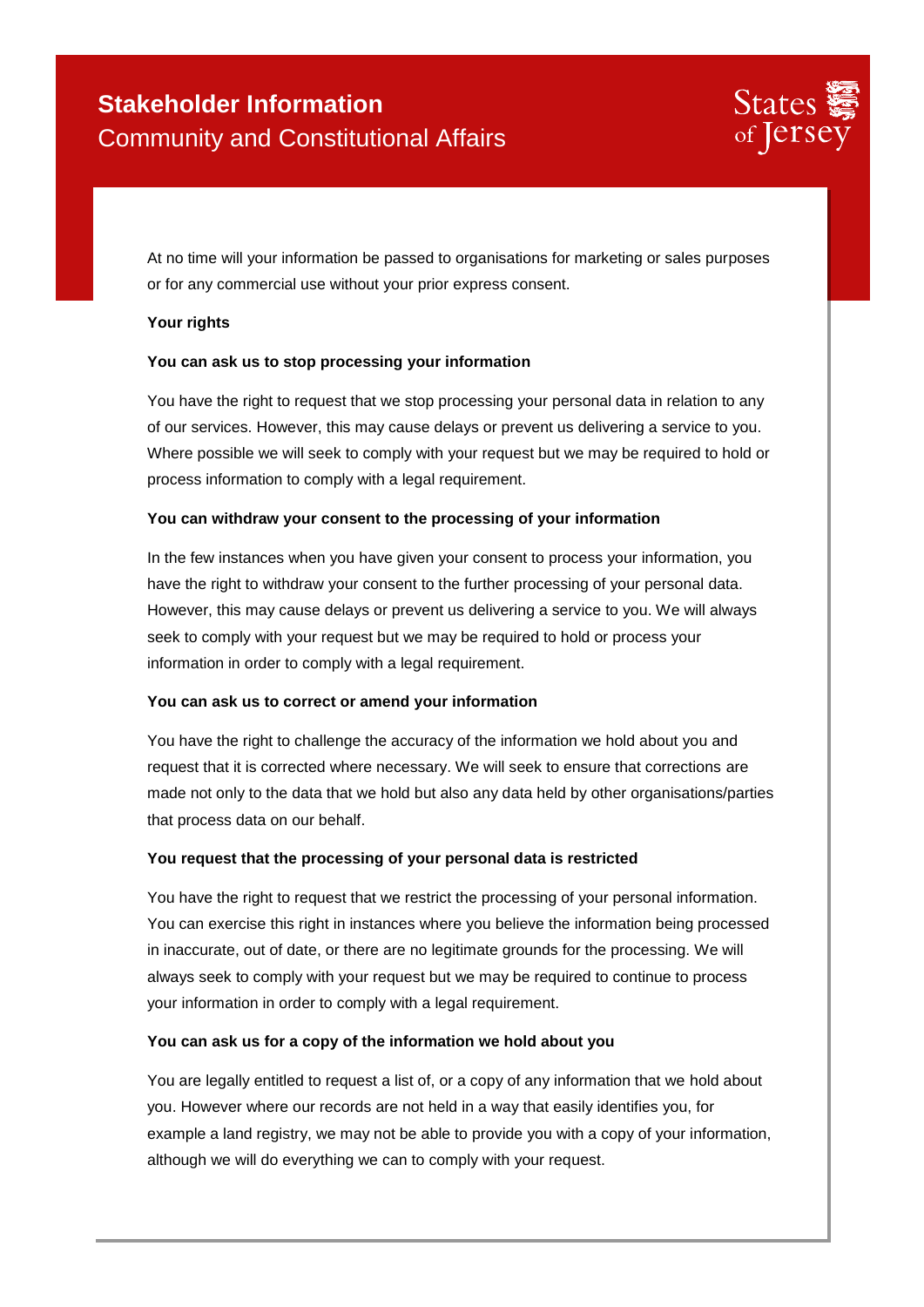At no time will your information be passed to organisations for marketing or sales purposes or for any commercial use without your prior express consent.

**Your rights**

**You can ask us to stop processing your information**

You have the right to request that we stop processing your personal data in relation to any of our services. However, this may cause delays or prevent us delivering a service to you. Where possible we will seek to comply with your request but we may be required to hold or process information to comply with a legal requirement.

**You can withdraw your consent to the processing of your information**

In the few instances when you have given your consent to process your information, you have the right to withdraw your consent to the further processing of your personal data. However, this may cause delays or prevent us delivering a service to you. We will always seek to comply with your request but we may be required to hold or process your information in order to comply with a legal requirement.

**You can ask us to correct or amend your information**

You have the right to challenge the accuracy of the information we hold about you and request that it is corrected where necessary. We will seek to ensure that corrections are made not only to the data that we hold but also any data held by other organisations/parties that process data on our behalf.

**You request that the processing of your personal data is restricted**

You have the right to request that we restrict the processing of your personal information. You can exercise this right in instances where you believe the information being processed in inaccurate, out of date, or there are no legitimate grounds for the processing. We will always seek to comply with your request but we may be required to continue to process your information in order to comply with a legal requirement.

**You can ask us for a copy of the information we hold about you**

You are legally entitled to request a list of, or a copy of any information that we hold about you. However where our records are not held in a way that easily identifies you, for example a land registry, we may not be able to provide you with a copy of your information, although we will do everything we can to comply with your request.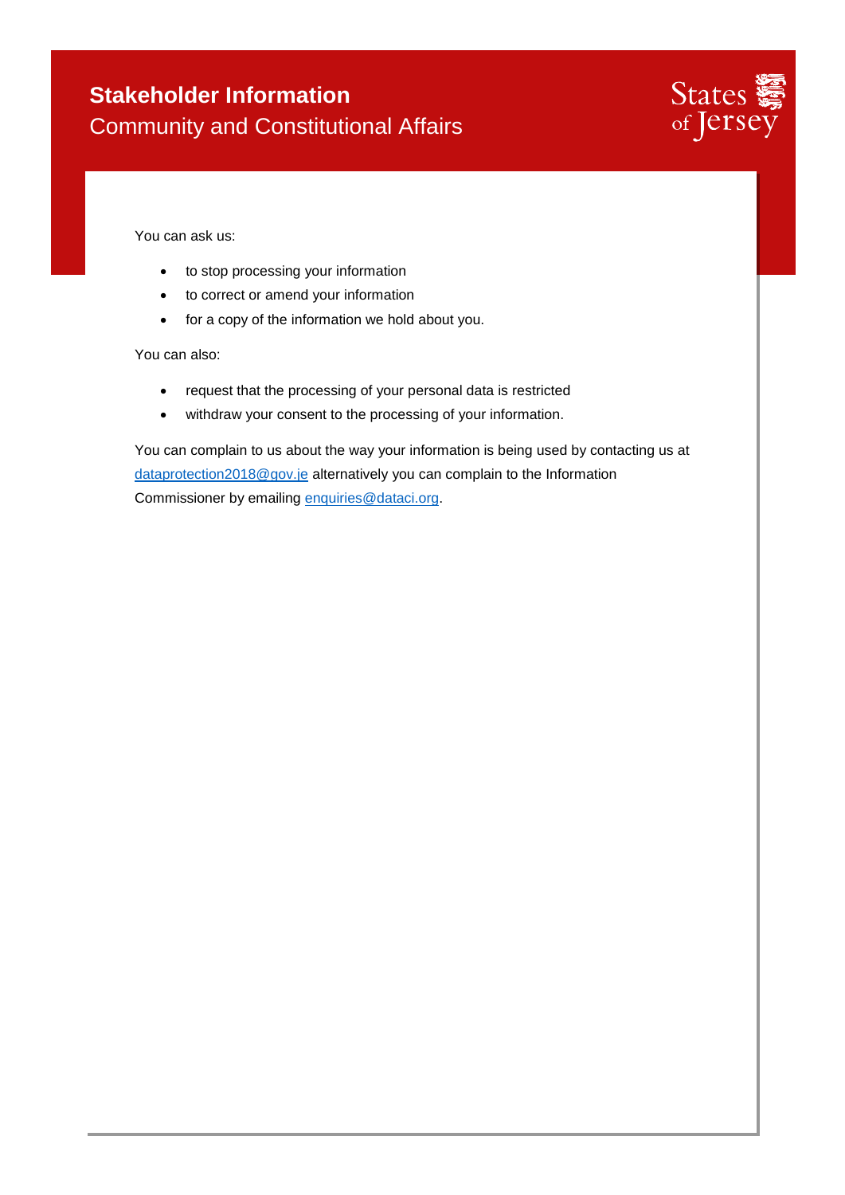You can ask us:

- to stop processing your information
- to correct or amend your information
- for a copy of the information we hold about you.

You can also:

- request that the processing of your personal data is restricted
- withdraw your consent to the processing of your information.

You can complain to us about the way your information is being used by contacting us at dataprotection2018@gov.je alternatively you can complain to the Information Commissioner by emailing enquiries@dataci.org.